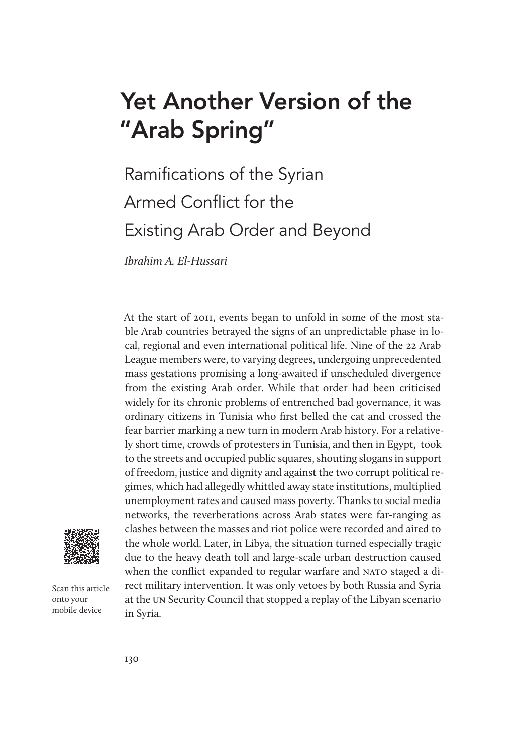# Yet Another Version of the "Arab Spring"

## Ramifications of the Syrian Armed Conflict for the Existing Arab Order and Beyond

*Ibrahim A. El-Hussari*

Scan this article onto your mobile device

At the start of 2011, events began to unfold in some of the most stable Arab countries betrayed the signs of an unpredictable phase in local, regional and even international political life. Nine of the 22 Arab League members were, to varying degrees, undergoing unprecedented mass gestations promising a long-awaited if unscheduled divergence from the existing Arab order. While that order had been criticised widely for its chronic problems of entrenched bad governance, it was ordinary citizens in Tunisia who first belled the cat and crossed the fear barrier marking a new turn in modern Arab history. For a relatively short time, crowds of protesters in Tunisia, and then in Egypt, took to the streets and occupied public squares, shouting slogans in support of freedom, justice and dignity and against the two corrupt political regimes, which had allegedly whittled away state institutions, multiplied unemployment rates and caused mass poverty. Thanks to social media networks, the reverberations across Arab states were far-ranging as clashes between the masses and riot police were recorded and aired to the whole world. Later, in Libya, the situation turned especially tragic due to the heavy death toll and large-scale urban destruction caused when the conflict expanded to regular warfare and NATO staged a direct military intervention. It was only vetoes by both Russia and Syria at the UN Security Council that stopped a replay of the Libyan scenario in Syria.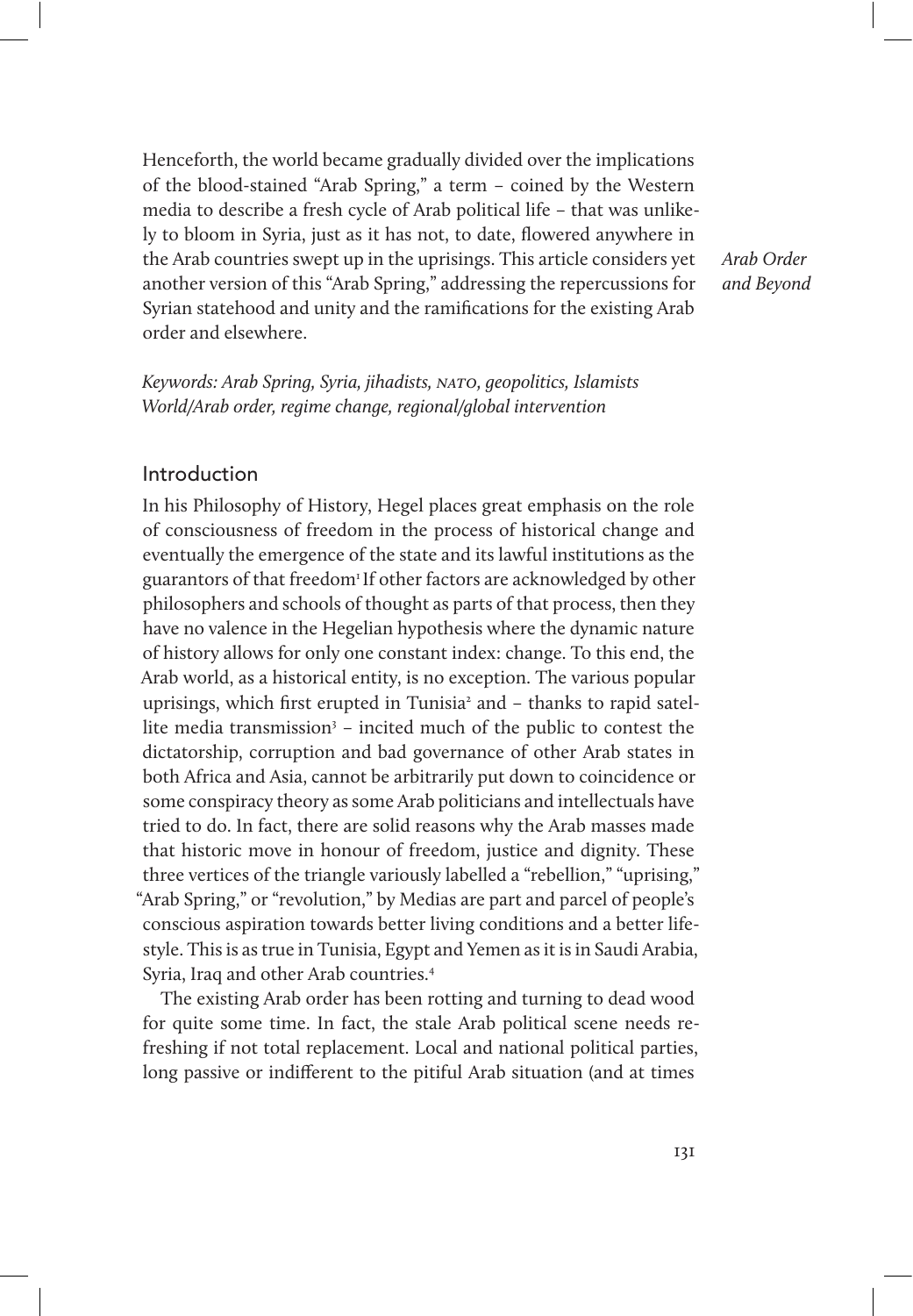Henceforth, the world became gradually divided over the implications of the blood-stained "Arab Spring," a term – coined by the Western media to describe a fresh cycle of Arab political life – that was unlikely to bloom in Syria, just as it has not, to date, flowered anywhere in the Arab countries swept up in the uprisings. This article considers yet another version of this "Arab Spring," addressing the repercussions for Syrian statehood and unity and the ramifications for the existing Arab order and elsewhere.

*Keywords: Arab Spring, Syria, jihadists, NATO, geopolitics, Islamists World/Arab order, regime change, regional/global intervention*

## Introduction

In his Philosophy of History, Hegel places great emphasis on the role of consciousness of freedom in the process of historical change and eventually the emergence of the state and its lawful institutions as the guarantors of that freedom[1] If other factors are acknowledged by other philosophers and schools of thought as parts of that process, then they have no valence in the Hegelian hypothesis where the dynamic nature of history allows for only one constant index: change. To this end, the Arab world, as a historical entity, is no exception. The various popular uprisings, which first erupted in Tunisia[2] and – thanks to rapid satellite media transmission[3] – incited much of the public to contest the dictatorship, corruption and bad governance of other Arab states in both Africa and Asia, cannot be arbitrarily put down to coincidence or some conspiracy theory as some Arab politicians and intellectuals have tried to do. In fact, there are solid reasons why the Arab masses made that historic move in honour of freedom, justice and dignity. These three vertices of the triangle variously labelled a "rebellion," "uprising," "Arab Spring," or "revolution," by Medias are part and parcel of people's conscious aspiration towards better living conditions and a better lifestyle. This is as true in Tunisia, Egypt and Yemen as it is in Saudi Arabia, Syria, Iraq and other Arab countries.[4]

The existing Arab order has been rotting and turning to dead wood for quite some time. In fact, the stale Arab political scene needs refreshing if not total replacement. Local and national political parties, long passive or indifferent to the pitiful Arab situation (and at times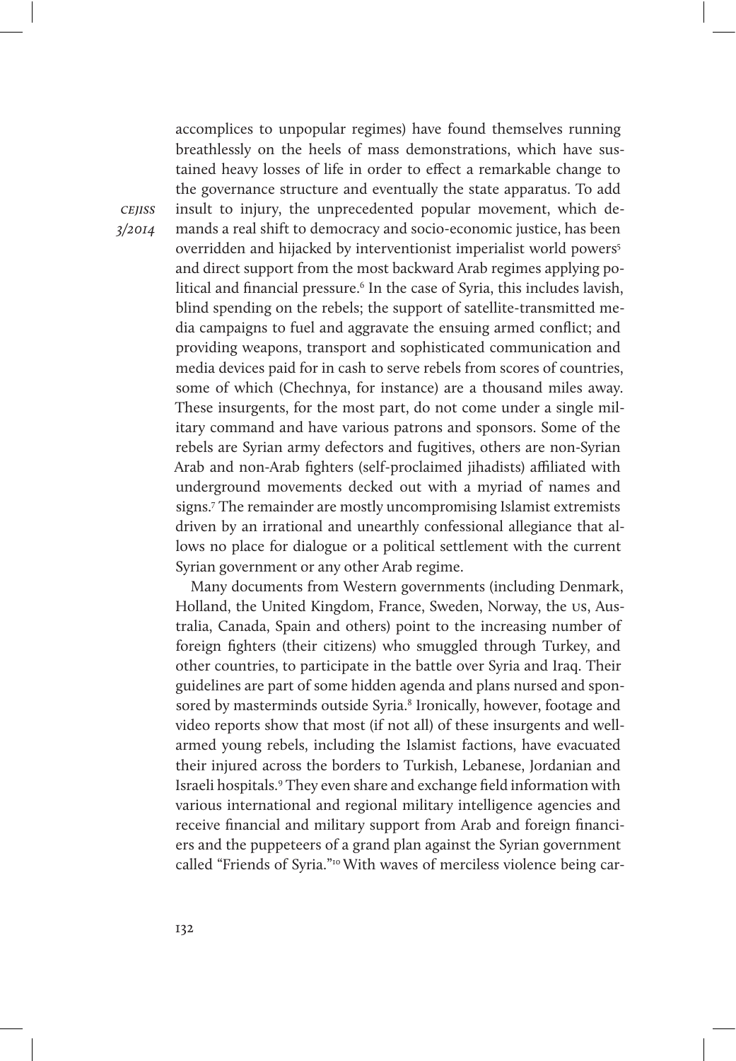accomplices to unpopular regimes) have found themselves running breathlessly on the heels of mass demonstrations, which have sustained heavy losses of life in order to effect a remarkable change to the governance structure and eventually the state apparatus. To add insult to injury, the unprecedented popular movement, which demands a real shift to democracy and socio-economic justice, has been overridden and hijacked by interventionist imperialist world powers[5] and direct support from the most backward Arab regimes applying political and financial pressure.[6] In the case of Syria, this includes lavish, blind spending on the rebels; the support of satellite-transmitted media campaigns to fuel and aggravate the ensuing armed conflict; and providing weapons, transport and sophisticated communication and media devices paid for in cash to serve rebels from scores of countries, some of which (Chechnya, for instance) are a thousand miles away. These insurgents, for the most part, do not come under a single military command and have various patrons and sponsors. Some of the rebels are Syrian army defectors and fugitives, others are non-Syrian Arab and non-Arab fighters (self-proclaimed jihadists) affiliated with underground movements decked out with a myriad of names and signs.[7] The remainder are mostly uncompromising Islamist extremists driven by an irrational and unearthly confessional allegiance that allows no place for dialogue or a political settlement with the current Syrian government or any other Arab regime.

Many documents from Western governments (including Denmark, Holland, the United Kingdom, France, Sweden, Norway, the US, Australia, Canada, Spain and others) point to the increasing number of foreign fighters (their citizens) who smuggled through Turkey, and other countries, to participate in the battle over Syria and Iraq. Their guidelines are part of some hidden agenda and plans nursed and sponsored by masterminds outside Syria.[8] Ironically, however, footage and video reports show that most (if not all) of these insurgents and well-armed young rebels, including the Islamist factions, have evacuated their injured across the borders to Turkish, Lebanese, Jordanian and Israeli hospitals.[9] They even share and exchange field information with various international and regional military intelligence agencies and receive financial and military support from Arab and foreign financiers and the puppeteers of a grand plan against the Syrian government called "Friends of Syria."[10] With waves of merciless violence being car-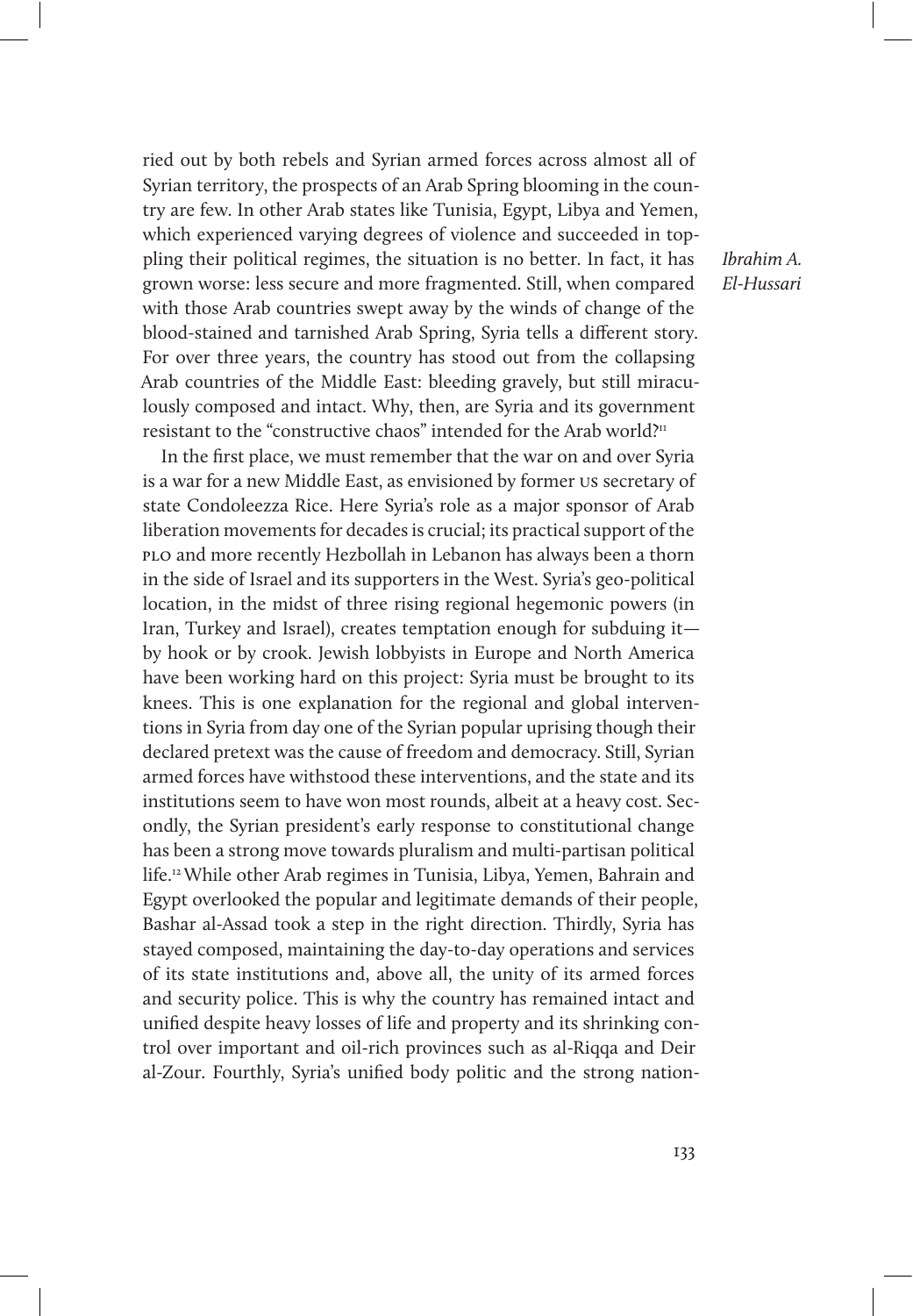ried out by both rebels and Syrian armed forces across almost all of Syrian territory, the prospects of an Arab Spring blooming in the country are few. In other Arab states like Tunisia, Egypt, Libya and Yemen, which experienced varying degrees of violence and succeeded in toppling their political regimes, the situation is no better. In fact, it has grown worse: less secure and more fragmented. Still, when compared with those Arab countries swept away by the winds of change of the blood-stained and tarnished Arab Spring, Syria tells a different story. For over three years, the country has stood out from the collapsing Arab countries of the Middle East: bleeding gravely, but still miraculously composed and intact. Why, then, are Syria and its government resistant to the "constructive chaos" intended for the Arab world?[11]

In the first place, we must remember that the war on and over Syria is a war for a new Middle East, as envisioned by former US secretary of state Condoleezza Rice. Here Syria's role as a major sponsor of Arab liberation movements for decades is crucial; its practical support of the PLO and more recently Hezbollah in Lebanon has always been a thorn in the side of Israel and its supporters in the West. Syria's geo-political location, in the midst of three rising regional hegemonic powers (in Iran, Turkey and Israel), creates temptation enough for subduing it—by hook or by crook. Jewish lobbyists in Europe and North America have been working hard on this project: Syria must be brought to its knees. This is one explanation for the regional and global interventions in Syria from day one of the Syrian popular uprising though their declared pretext was the cause of freedom and democracy. Still, Syrian armed forces have withstood these interventions, and the state and its institutions seem to have won most rounds, albeit at a heavy cost. Secondly, the Syrian president's early response to constitutional change has been a strong move towards pluralism and multi-partisan political life.[12] While other Arab regimes in Tunisia, Libya, Yemen, Bahrain and Egypt overlooked the popular and legitimate demands of their people, Bashar al-Assad took a step in the right direction. Thirdly, Syria has stayed composed, maintaining the day-to-day operations and services of its state institutions and, above all, the unity of its armed forces and security police. This is why the country has remained intact and unified despite heavy losses of life and property and its shrinking control over important and oil-rich provinces such as al-Riqqa and Deir al-Zour. Fourthly, Syria's unified body politic and the strong nation-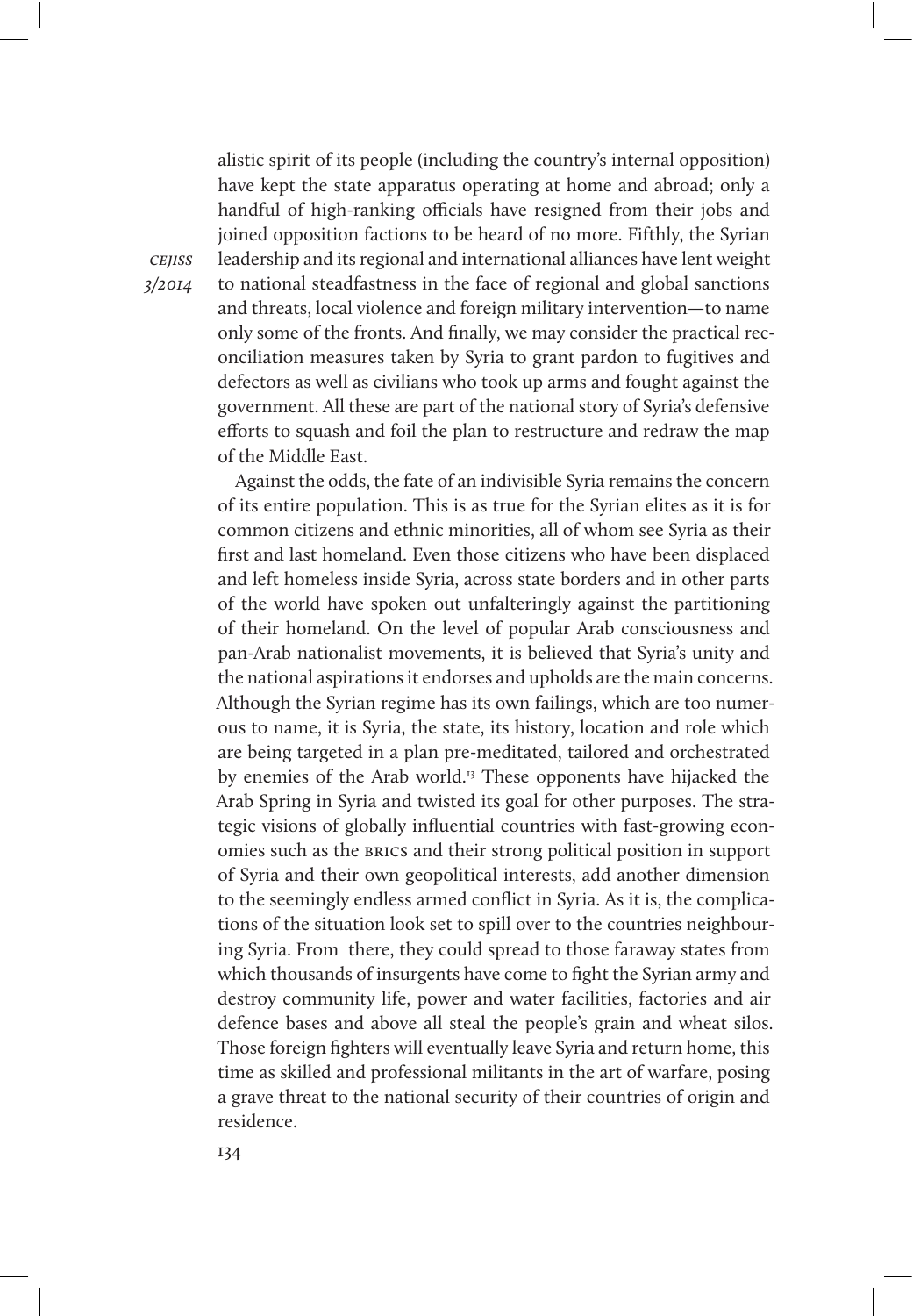alistic spirit of its people (including the country's internal opposition) have kept the state apparatus operating at home and abroad; only a handful of high-ranking officials have resigned from their jobs and joined opposition factions to be heard of no more. Fifthly, the Syrian leadership and its regional and international alliances have lent weight to national steadfastness in the face of regional and global sanctions and threats, local violence and foreign military intervention—to name only some of the fronts. And finally, we may consider the practical reconciliation measures taken by Syria to grant pardon to fugitives and defectors as well as civilians who took up arms and fought against the government. All these are part of the national story of Syria's defensive efforts to squash and foil the plan to restructure and redraw the map of the Middle East.

Against the odds, the fate of an indivisible Syria remains the concern of its entire population. This is as true for the Syrian elites as it is for common citizens and ethnic minorities, all of whom see Syria as their first and last homeland. Even those citizens who have been displaced and left homeless inside Syria, across state borders and in other parts of the world have spoken out unfalteringly against the partitioning of their homeland. On the level of popular Arab consciousness and pan-Arab nationalist movements, it is believed that Syria's unity and the national aspirations it endorses and upholds are the main concerns. Although the Syrian regime has its own failings, which are too numerous to name, it is Syria, the state, its history, location and role which are being targeted in a plan pre-meditated, tailored and orchestrated by enemies of the Arab world.[13] These opponents have hijacked the Arab Spring in Syria and twisted its goal for other purposes. The strategic visions of globally influential countries with fast-growing economies such as the BRICS and their strong political position in support of Syria and their own geopolitical interests, add another dimension to the seemingly endless armed conflict in Syria. As it is, the complications of the situation look set to spill over to the countries neighbouring Syria. From there, they could spread to those faraway states from which thousands of insurgents have come to fight the Syrian army and destroy community life, power and water facilities, factories and air defence bases and above all steal the people's grain and wheat silos. Those foreign fighters will eventually leave Syria and return home, this time as skilled and professional militants in the art of warfare, posing a grave threat to the national security of their countries of origin and residence.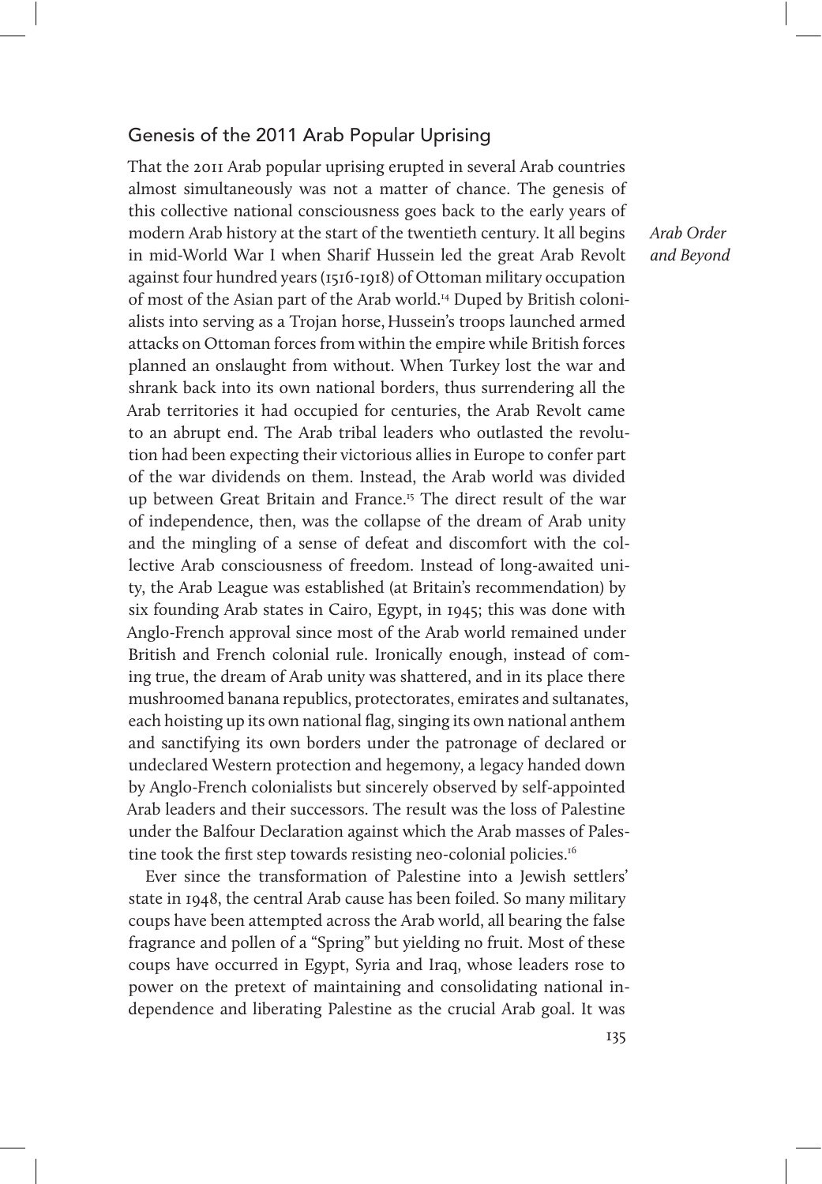## Genesis of the 2011 Arab Popular Uprising

That the 2011 Arab popular uprising erupted in several Arab countries almost simultaneously was not a matter of chance. The genesis of this collective national consciousness goes back to the early years of modern Arab history at the start of the twentieth century. It all begins in mid-World War I when Sharif Hussein led the great Arab Revolt against four hundred years (1516-1918) of Ottoman military occupation of most of the Asian part of the Arab world.[14] Duped by British colonialists into serving as a Trojan horse, Hussein's troops launched armed attacks on Ottoman forces from within the empire while British forces planned an onslaught from without. When Turkey lost the war and shrank back into its own national borders, thus surrendering all the Arab territories it had occupied for centuries, the Arab Revolt came to an abrupt end. The Arab tribal leaders who outlasted the revolution had been expecting their victorious allies in Europe to confer part of the war dividends on them. Instead, the Arab world was divided up between Great Britain and France.[15] The direct result of the war of independence, then, was the collapse of the dream of Arab unity and the mingling of a sense of defeat and discomfort with the collective Arab consciousness of freedom. Instead of long-awaited unity, the Arab League was established (at Britain's recommendation) by six founding Arab states in Cairo, Egypt, in 1945; this was done with Anglo-French approval since most of the Arab world remained under British and French colonial rule. Ironically enough, instead of coming true, the dream of Arab unity was shattered, and in its place there mushroomed banana republics, protectorates, emirates and sultanates, each hoisting up its own national flag, singing its own national anthem and sanctifying its own borders under the patronage of declared or undeclared Western protection and hegemony, a legacy handed down by Anglo-French colonialists but sincerely observed by self-appointed Arab leaders and their successors. The result was the loss of Palestine under the Balfour Declaration against which the Arab masses of Palestine took the first step towards resisting neo-colonial policies.[16]

Ever since the transformation of Palestine into a Jewish settlers' state in 1948, the central Arab cause has been foiled. So many military coups have been attempted across the Arab world, all bearing the false fragrance and pollen of a "Spring" but yielding no fruit. Most of these coups have occurred in Egypt, Syria and Iraq, whose leaders rose to power on the pretext of maintaining and consolidating national independence and liberating Palestine as the crucial Arab goal. It was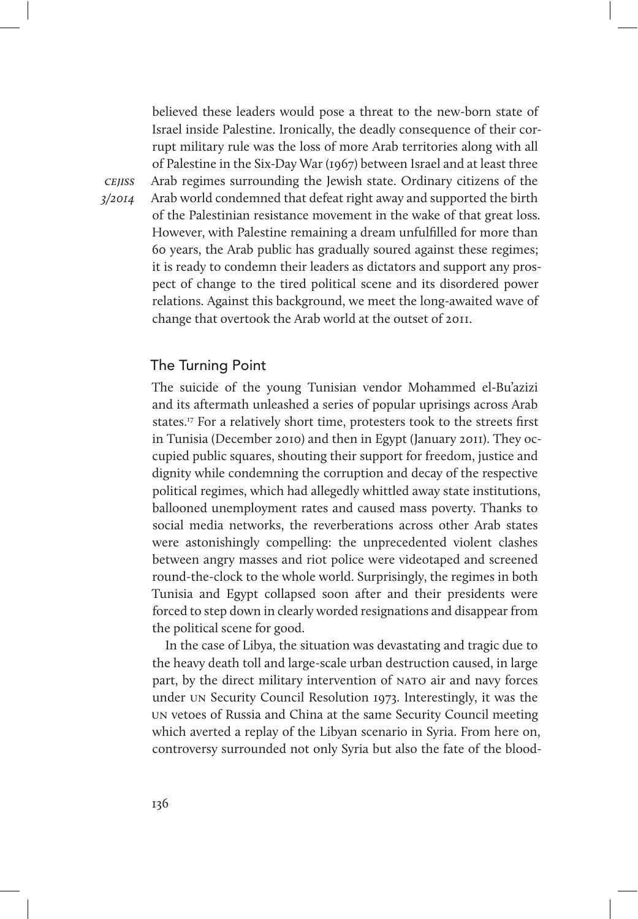believed these leaders would pose a threat to the new-born state of Israel inside Palestine. Ironically, the deadly consequence of their corrupt military rule was the loss of more Arab territories along with all of Palestine in the Six-Day War (1967) between Israel and at least three Arab regimes surrounding the Jewish state. Ordinary citizens of the Arab world condemned that defeat right away and supported the birth of the Palestinian resistance movement in the wake of that great loss. However, with Palestine remaining a dream unfulfilled for more than 60 years, the Arab public has gradually soured against these regimes; it is ready to condemn their leaders as dictators and support any prospect of change to the tired political scene and its disordered power relations. Against this background, we meet the long-awaited wave of change that overtook the Arab world at the outset of 2011.

## The Turning Point

The suicide of the young Tunisian vendor Mohammed el-Bu'azizi and its aftermath unleashed a series of popular uprisings across Arab states.[17] For a relatively short time, protesters took to the streets first in Tunisia (December 2010) and then in Egypt (January 2011). They occupied public squares, shouting their support for freedom, justice and dignity while condemning the corruption and decay of the respective political regimes, which had allegedly whittled away state institutions, ballooned unemployment rates and caused mass poverty. Thanks to social media networks, the reverberations across other Arab states were astonishingly compelling: the unprecedented violent clashes between angry masses and riot police were videotaped and screened round-the-clock to the whole world. Surprisingly, the regimes in both Tunisia and Egypt collapsed soon after and their presidents were forced to step down in clearly worded resignations and disappear from the political scene for good.

In the case of Libya, the situation was devastating and tragic due to the heavy death toll and large-scale urban destruction caused, in large part, by the direct military intervention of NATO air and navy forces under UN Security Council Resolution 1973. Interestingly, it was the UN vetoes of Russia and China at the same Security Council meeting which averted a replay of the Libyan scenario in Syria. From here on, controversy surrounded not only Syria but also the fate of the blood-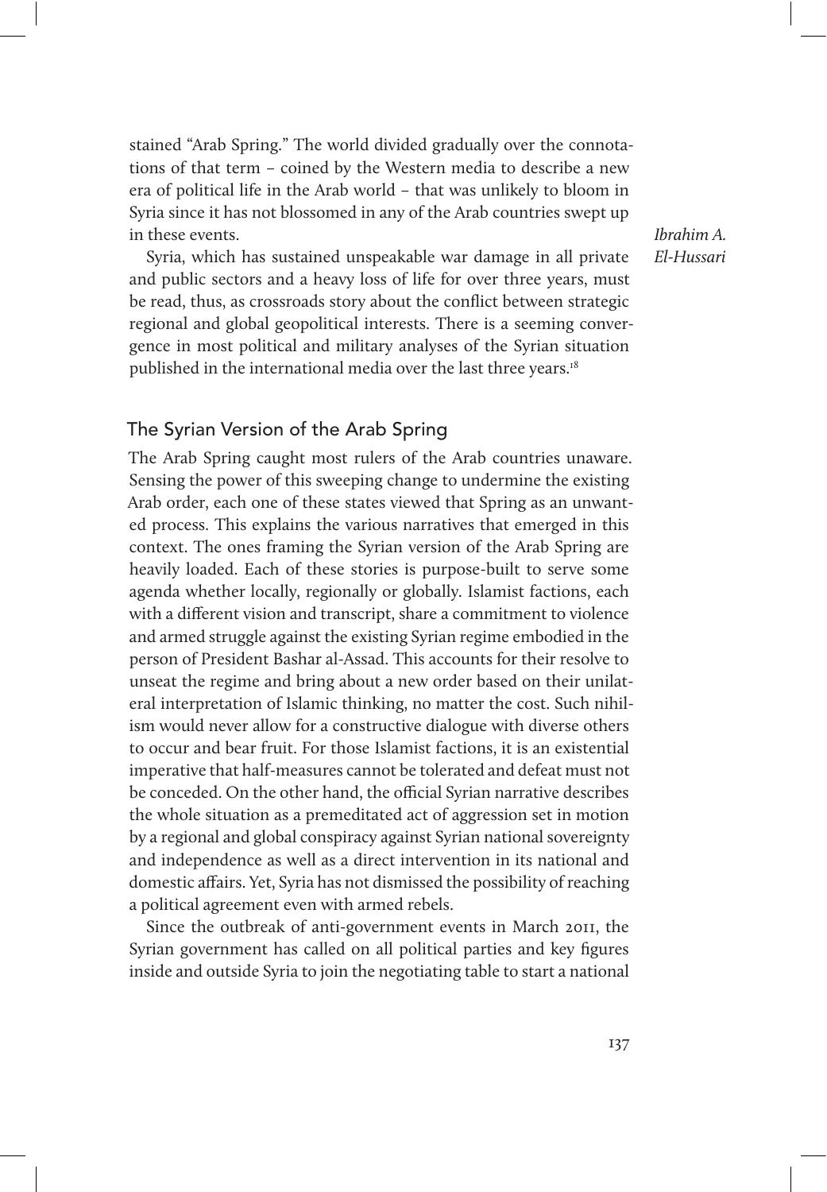stained "Arab Spring." The world divided gradually over the connotations of that term – coined by the Western media to describe a new era of political life in the Arab world – that was unlikely to bloom in Syria since it has not blossomed in any of the Arab countries swept up in these events.

Syria, which has sustained unspeakable war damage in all private and public sectors and a heavy loss of life for over three years, must be read, thus, as crossroads story about the conflict between strategic regional and global geopolitical interests. There is a seeming convergence in most political and military analyses of the Syrian situation published in the international media over the last three years.[18]

## The Syrian Version of the Arab Spring

The Arab Spring caught most rulers of the Arab countries unaware. Sensing the power of this sweeping change to undermine the existing Arab order, each one of these states viewed that Spring as an unwanted process. This explains the various narratives that emerged in this context. The ones framing the Syrian version of the Arab Spring are heavily loaded. Each of these stories is purpose-built to serve some agenda whether locally, regionally or globally. Islamist factions, each with a different vision and transcript, share a commitment to violence and armed struggle against the existing Syrian regime embodied in the person of President Bashar al-Assad. This accounts for their resolve to unseat the regime and bring about a new order based on their unilateral interpretation of Islamic thinking, no matter the cost. Such nihilism would never allow for a constructive dialogue with diverse others to occur and bear fruit. For those Islamist factions, it is an existential imperative that half-measures cannot be tolerated and defeat must not be conceded. On the other hand, the official Syrian narrative describes the whole situation as a premeditated act of aggression set in motion by a regional and global conspiracy against Syrian national sovereignty and independence as well as a direct intervention in its national and domestic affairs. Yet, Syria has not dismissed the possibility of reaching a political agreement even with armed rebels.

Since the outbreak of anti-government events in March 2011, the Syrian government has called on all political parties and key figures inside and outside Syria to join the negotiating table to start a national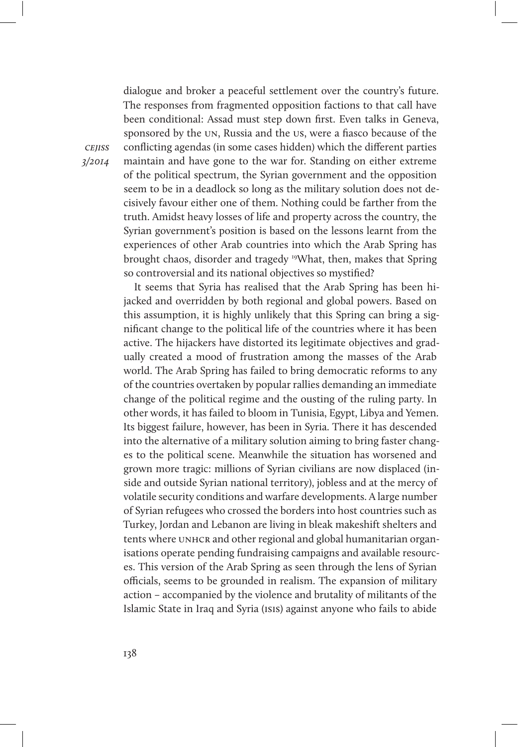dialogue and broker a peaceful settlement over the country's future. The responses from fragmented opposition factions to that call have been conditional: Assad must step down first. Even talks in Geneva, sponsored by the UN, Russia and the US, were a fiasco because of the conflicting agendas (in some cases hidden) which the different parties maintain and have gone to the war for. Standing on either extreme of the political spectrum, the Syrian government and the opposition seem to be in a deadlock so long as the military solution does not decisively favour either one of them. Nothing could be farther from the truth. Amidst heavy losses of life and property across the country, the Syrian government's position is based on the lessons learnt from the experiences of other Arab countries into which the Arab Spring has brought chaos, disorder and tragedy [19]What, then, makes that Spring so controversial and its national objectives so mystified?

It seems that Syria has realised that the Arab Spring has been hijacked and overridden by both regional and global powers. Based on this assumption, it is highly unlikely that this Spring can bring a significant change to the political life of the countries where it has been active. The hijackers have distorted its legitimate objectives and gradually created a mood of frustration among the masses of the Arab world. The Arab Spring has failed to bring democratic reforms to any of the countries overtaken by popular rallies demanding an immediate change of the political regime and the ousting of the ruling party. In other words, it has failed to bloom in Tunisia, Egypt, Libya and Yemen. Its biggest failure, however, has been in Syria. There it has descended into the alternative of a military solution aiming to bring faster changes to the political scene. Meanwhile the situation has worsened and grown more tragic: millions of Syrian civilians are now displaced (inside and outside Syrian national territory), jobless and at the mercy of volatile security conditions and warfare developments. A large number of Syrian refugees who crossed the borders into host countries such as Turkey, Jordan and Lebanon are living in bleak makeshift shelters and tents where UNHCR and other regional and global humanitarian organisations operate pending fundraising campaigns and available resources. This version of the Arab Spring as seen through the lens of Syrian officials, seems to be grounded in realism. The expansion of military action – accompanied by the violence and brutality of militants of the Islamic State in Iraq and Syria (ISIS) against anyone who fails to abide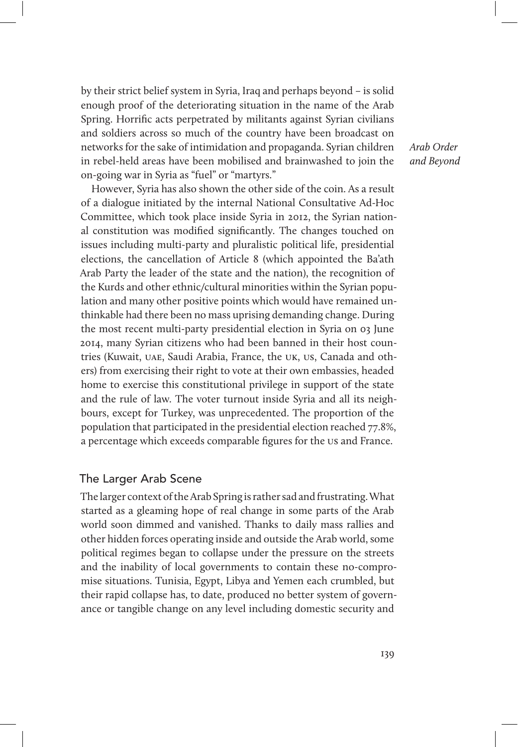by their strict belief system in Syria, Iraq and perhaps beyond – is solid enough proof of the deteriorating situation in the name of the Arab Spring. Horrific acts perpetrated by militants against Syrian civilians and soldiers across so much of the country have been broadcast on networks for the sake of intimidation and propaganda. Syrian children in rebel-held areas have been mobilised and brainwashed to join the on-going war in Syria as "fuel" or "martyrs."

However, Syria has also shown the other side of the coin. As a result of a dialogue initiated by the internal National Consultative Ad-Hoc Committee, which took place inside Syria in 2012, the Syrian national constitution was modified significantly. The changes touched on issues including multi-party and pluralistic political life, presidential elections, the cancellation of Article 8 (which appointed the Ba'ath Arab Party the leader of the state and the nation), the recognition of the Kurds and other ethnic/cultural minorities within the Syrian population and many other positive points which would have remained unthinkable had there been no mass uprising demanding change. During the most recent multi-party presidential election in Syria on 03 June 2014, many Syrian citizens who had been banned in their host countries (Kuwait, UAE, Saudi Arabia, France, the UK, US, Canada and others) from exercising their right to vote at their own embassies, headed home to exercise this constitutional privilege in support of the state and the rule of law. The voter turnout inside Syria and all its neighbours, except for Turkey, was unprecedented. The proportion of the population that participated in the presidential election reached 77.8%, a percentage which exceeds comparable figures for the US and France.

## The Larger Arab Scene

The larger context of the Arab Spring is rather sad and frustrating. What started as a gleaming hope of real change in some parts of the Arab world soon dimmed and vanished. Thanks to daily mass rallies and other hidden forces operating inside and outside the Arab world, some political regimes began to collapse under the pressure on the streets and the inability of local governments to contain these no-compromise situations. Tunisia, Egypt, Libya and Yemen each crumbled, but their rapid collapse has, to date, produced no better system of governance or tangible change on any level including domestic security and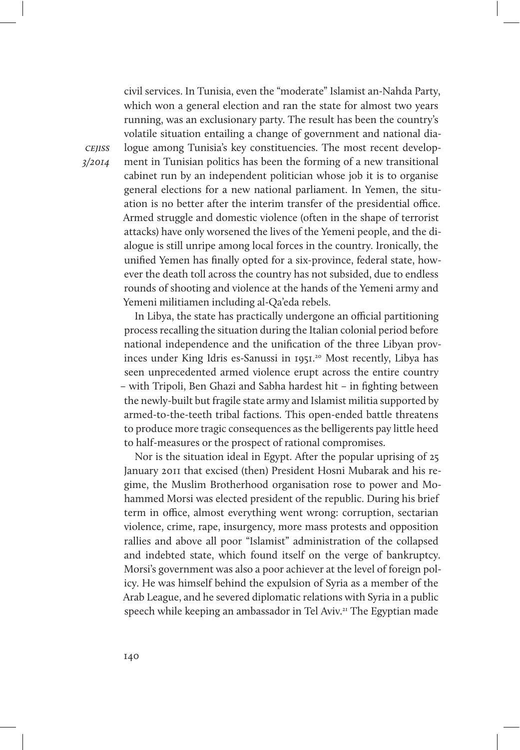civil services. In Tunisia, even the "moderate" Islamist an-Nahda Party, which won a general election and ran the state for almost two years running, was an exclusionary party. The result has been the country's volatile situation entailing a change of government and national dialogue among Tunisia's key constituencies. The most recent development in Tunisian politics has been the forming of a new transitional cabinet run by an independent politician whose job it is to organise general elections for a new national parliament. In Yemen, the situation is no better after the interim transfer of the presidential office. Armed struggle and domestic violence (often in the shape of terrorist attacks) have only worsened the lives of the Yemeni people, and the dialogue is still unripe among local forces in the country. Ironically, the unified Yemen has finally opted for a six-province, federal state, however the death toll across the country has not subsided, due to endless rounds of shooting and violence at the hands of the Yemeni army and Yemeni militiamen including al-Qa'eda rebels.

In Libya, the state has practically undergone an official partitioning process recalling the situation during the Italian colonial period before national independence and the unification of the three Libyan provinces under King Idris es-Sanussi in 1951.[20] Most recently, Libya has seen unprecedented armed violence erupt across the entire country – with Tripoli, Ben Ghazi and Sabha hardest hit – in fighting between the newly-built but fragile state army and Islamist militia supported by armed-to-the-teeth tribal factions. This open-ended battle threatens to produce more tragic consequences as the belligerents pay little heed to half-measures or the prospect of rational compromises.

Nor is the situation ideal in Egypt. After the popular uprising of 25 January 2011 that excised (then) President Hosni Mubarak and his regime, the Muslim Brotherhood organisation rose to power and Mohammed Morsi was elected president of the republic. During his brief term in office, almost everything went wrong: corruption, sectarian violence, crime, rape, insurgency, more mass protests and opposition rallies and above all poor "Islamist" administration of the collapsed and indebted state, which found itself on the verge of bankruptcy. Morsi's government was also a poor achiever at the level of foreign policy. He was himself behind the expulsion of Syria as a member of the Arab League, and he severed diplomatic relations with Syria in a public speech while keeping an ambassador in Tel Aviv.[21] The Egyptian made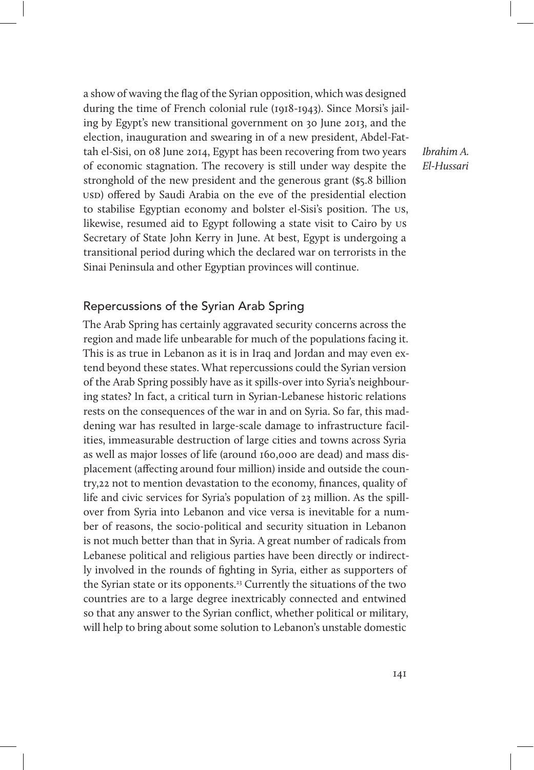a show of waving the flag of the Syrian opposition, which was designed during the time of French colonial rule (1918-1943). Since Morsi's jailing by Egypt's new transitional government on 30 June 2013, and the election, inauguration and swearing in of a new president, Abdel-Fattah el-Sisi, on 08 June 2014, Egypt has been recovering from two years of economic stagnation. The recovery is still under way despite the stronghold of the new president and the generous grant ($5.8 billion USD) offered by Saudi Arabia on the eve of the presidential election to stabilise Egyptian economy and bolster el-Sisi's position. The US, likewise, resumed aid to Egypt following a state visit to Cairo by US Secretary of State John Kerry in June. At best, Egypt is undergoing a transitional period during which the declared war on terrorists in the Sinai Peninsula and other Egyptian provinces will continue.

## Repercussions of the Syrian Arab Spring

The Arab Spring has certainly aggravated security concerns across the region and made life unbearable for much of the populations facing it. This is as true in Lebanon as it is in Iraq and Jordan and may even extend beyond these states. What repercussions could the Syrian version of the Arab Spring possibly have as it spills-over into Syria's neighbouring states? In fact, a critical turn in Syrian-Lebanese historic relations rests on the consequences of the war in and on Syria. So far, this maddening war has resulted in large-scale damage to infrastructure facilities, immeasurable destruction of large cities and towns across Syria as well as major losses of life (around 160,000 are dead) and mass displacement (affecting around four million) inside and outside the country,22 not to mention devastation to the economy, finances, quality of life and civic services for Syria's population of 23 million. As the spill-over from Syria into Lebanon and vice versa is inevitable for a number of reasons, the socio-political and security situation in Lebanon is not much better than that in Syria. A great number of radicals from Lebanese political and religious parties have been directly or indirectly involved in the rounds of fighting in Syria, either as supporters of the Syrian state or its opponents.[23] Currently the situations of the two countries are to a large degree inextricably connected and entwined so that any answer to the Syrian conflict, whether political or military, will help to bring about some solution to Lebanon's unstable domestic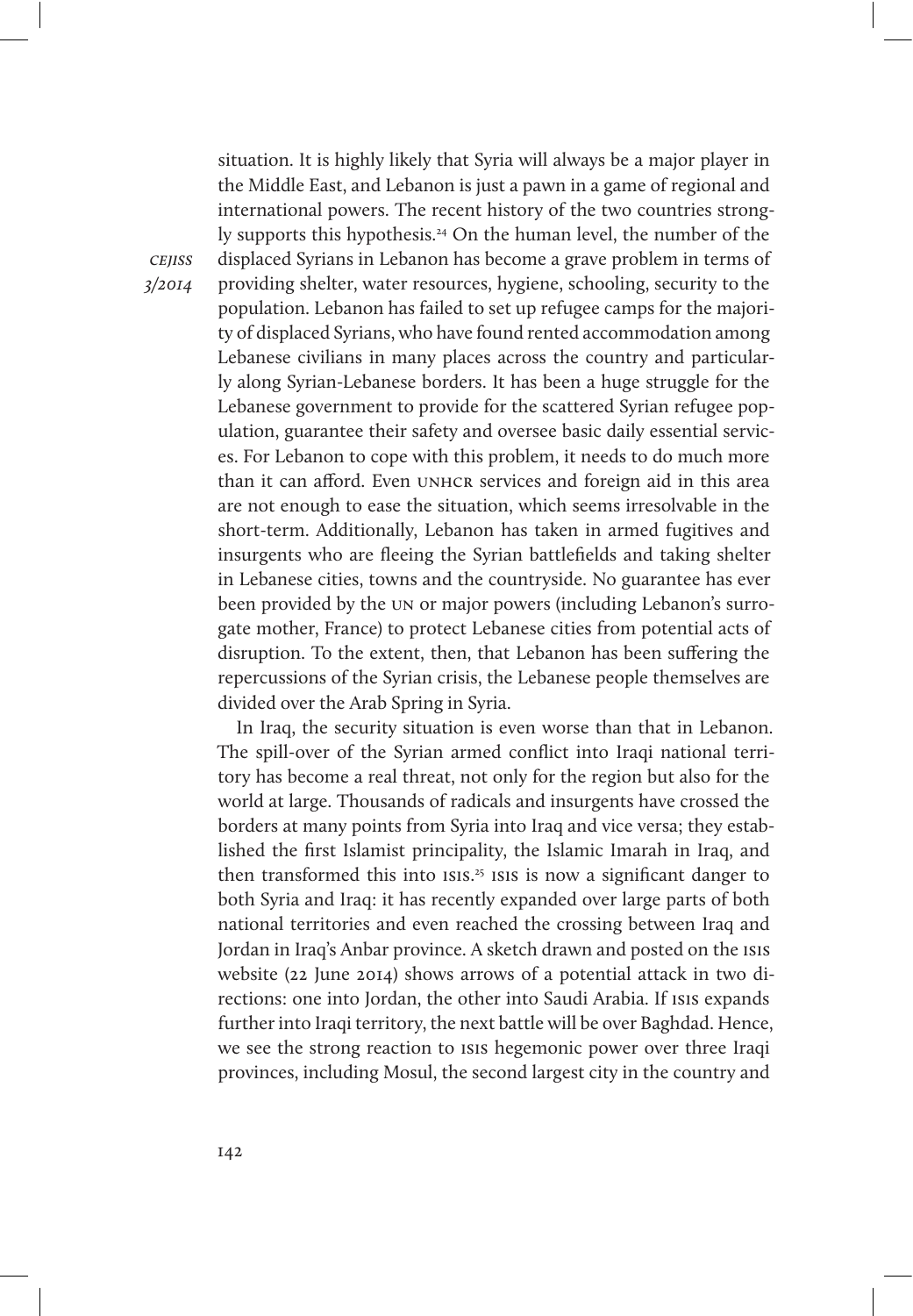situation. It is highly likely that Syria will always be a major player in the Middle East, and Lebanon is just a pawn in a game of regional and international powers. The recent history of the two countries strongly supports this hypothesis.[24] On the human level, the number of the displaced Syrians in Lebanon has become a grave problem in terms of providing shelter, water resources, hygiene, schooling, security to the population. Lebanon has failed to set up refugee camps for the majority of displaced Syrians, who have found rented accommodation among Lebanese civilians in many places across the country and particularly along Syrian-Lebanese borders. It has been a huge struggle for the Lebanese government to provide for the scattered Syrian refugee population, guarantee their safety and oversee basic daily essential services. For Lebanon to cope with this problem, it needs to do much more than it can afford. Even UNHCR services and foreign aid in this area are not enough to ease the situation, which seems irresolvable in the short-term. Additionally, Lebanon has taken in armed fugitives and insurgents who are fleeing the Syrian battlefields and taking shelter in Lebanese cities, towns and the countryside. No guarantee has ever been provided by the UN or major powers (including Lebanon's surrogate mother, France) to protect Lebanese cities from potential acts of disruption. To the extent, then, that Lebanon has been suffering the repercussions of the Syrian crisis, the Lebanese people themselves are divided over the Arab Spring in Syria.

In Iraq, the security situation is even worse than that in Lebanon. The spill-over of the Syrian armed conflict into Iraqi national territory has become a real threat, not only for the region but also for the world at large. Thousands of radicals and insurgents have crossed the borders at many points from Syria into Iraq and vice versa; they established the first Islamist principality, the Islamic Imarah in Iraq, and then transformed this into ISIS.[25] ISIS is now a significant danger to both Syria and Iraq: it has recently expanded over large parts of both national territories and even reached the crossing between Iraq and Jordan in Iraq's Anbar province. A sketch drawn and posted on the ISIS website (22 June 2014) shows arrows of a potential attack in two directions: one into Jordan, the other into Saudi Arabia. If ISIS expands further into Iraqi territory, the next battle will be over Baghdad. Hence, we see the strong reaction to ISIS hegemonic power over three Iraqi provinces, including Mosul, the second largest city in the country and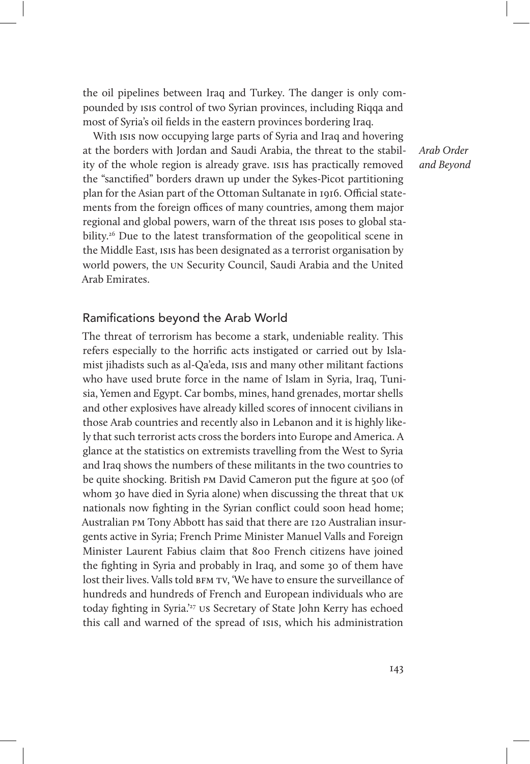the oil pipelines between Iraq and Turkey. The danger is only compounded by ISIS control of two Syrian provinces, including Riqqa and most of Syria's oil fields in the eastern provinces bordering Iraq.

With ISIS now occupying large parts of Syria and Iraq and hovering at the borders with Jordan and Saudi Arabia, the threat to the stability of the whole region is already grave. ISIS has practically removed the "sanctified" borders drawn up under the Sykes-Picot partitioning plan for the Asian part of the Ottoman Sultanate in 1916. Official statements from the foreign offices of many countries, among them major regional and global powers, warn of the threat ISIS poses to global stability.[26] Due to the latest transformation of the geopolitical scene in the Middle East, ISIS has been designated as a terrorist organisation by world powers, the UN Security Council, Saudi Arabia and the United Arab Emirates.

## Ramifications beyond the Arab World

The threat of terrorism has become a stark, undeniable reality. This refers especially to the horrific acts instigated or carried out by Islamist jihadists such as al-Qa'eda, ISIS and many other militant factions who have used brute force in the name of Islam in Syria, Iraq, Tunisia, Yemen and Egypt. Car bombs, mines, hand grenades, mortar shells and other explosives have already killed scores of innocent civilians in those Arab countries and recently also in Lebanon and it is highly likely that such terrorist acts cross the borders into Europe and America. A glance at the statistics on extremists travelling from the West to Syria and Iraq shows the numbers of these militants in the two countries to be quite shocking. British PM David Cameron put the figure at 500 (of whom 30 have died in Syria alone) when discussing the threat that UK nationals now fighting in the Syrian conflict could soon head home; Australian PM Tony Abbott has said that there are 120 Australian insurgents active in Syria; French Prime Minister Manuel Valls and Foreign Minister Laurent Fabius claim that 800 French citizens have joined the fighting in Syria and probably in Iraq, and some 30 of them have lost their lives. Valls told BFM TV, 'We have to ensure the surveillance of hundreds and hundreds of French and European individuals who are today fighting in Syria.'[27] US Secretary of State John Kerry has echoed this call and warned of the spread of ISIS, which his administration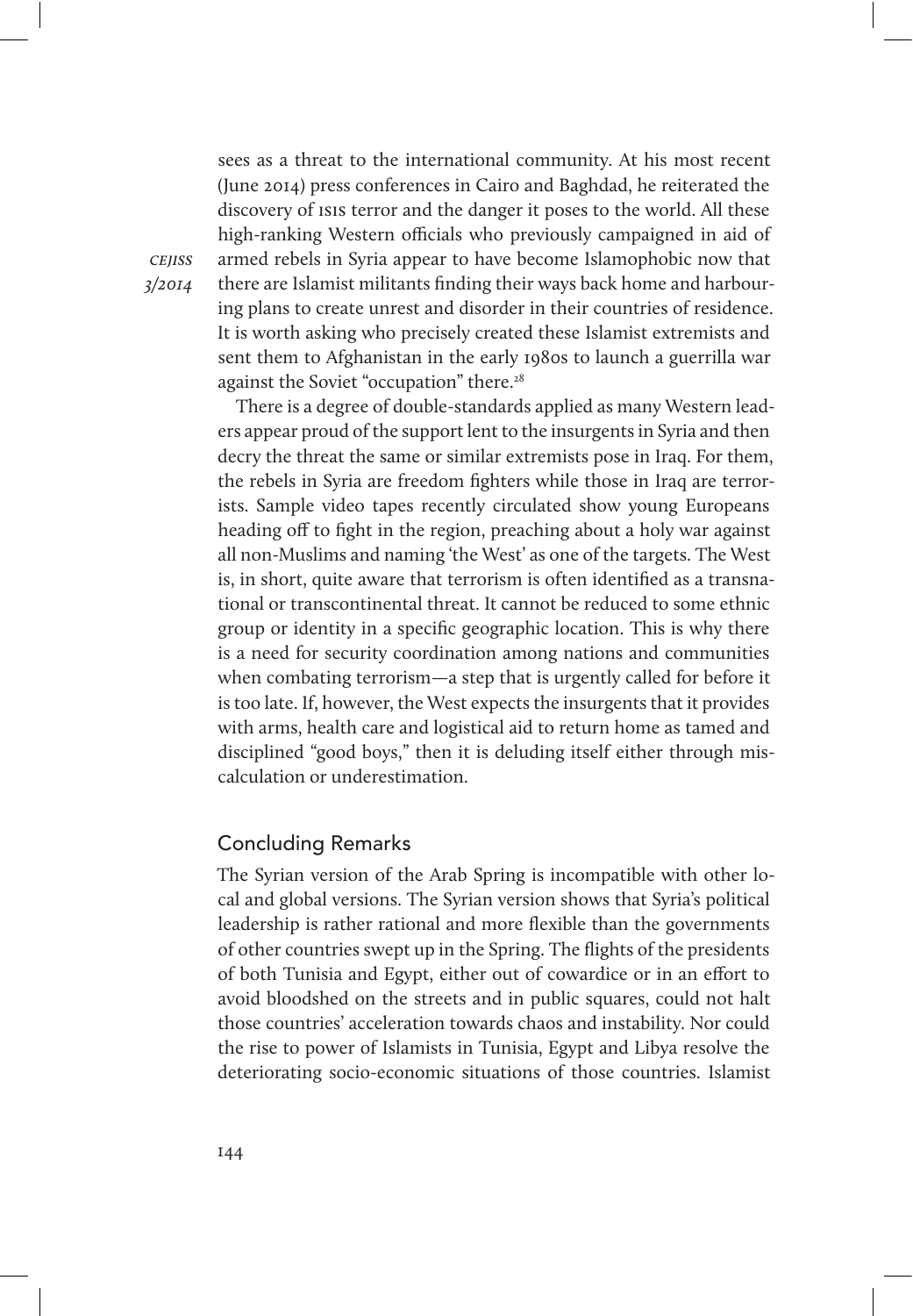sees as a threat to the international community. At his most recent (June 2014) press conferences in Cairo and Baghdad, he reiterated the discovery of ISIS terror and the danger it poses to the world. All these high-ranking Western officials who previously campaigned in aid of armed rebels in Syria appear to have become Islamophobic now that there are Islamist militants finding their ways back home and harbouring plans to create unrest and disorder in their countries of residence. It is worth asking who precisely created these Islamist extremists and sent them to Afghanistan in the early 1980s to launch a guerrilla war against the Soviet "occupation" there.[28]

There is a degree of double-standards applied as many Western leaders appear proud of the support lent to the insurgents in Syria and then decry the threat the same or similar extremists pose in Iraq. For them, the rebels in Syria are freedom fighters while those in Iraq are terrorists. Sample video tapes recently circulated show young Europeans heading off to fight in the region, preaching about a holy war against all non-Muslims and naming 'the West' as one of the targets. The West is, in short, quite aware that terrorism is often identified as a transnational or transcontinental threat. It cannot be reduced to some ethnic group or identity in a specific geographic location. This is why there is a need for security coordination among nations and communities when combating terrorism—a step that is urgently called for before it is too late. If, however, the West expects the insurgents that it provides with arms, health care and logistical aid to return home as tamed and disciplined "good boys," then it is deluding itself either through miscalculation or underestimation.

## Concluding Remarks

The Syrian version of the Arab Spring is incompatible with other local and global versions. The Syrian version shows that Syria's political leadership is rather rational and more flexible than the governments of other countries swept up in the Spring. The flights of the presidents of both Tunisia and Egypt, either out of cowardice or in an effort to avoid bloodshed on the streets and in public squares, could not halt those countries' acceleration towards chaos and instability. Nor could the rise to power of Islamists in Tunisia, Egypt and Libya resolve the deteriorating socio-economic situations of those countries. Islamist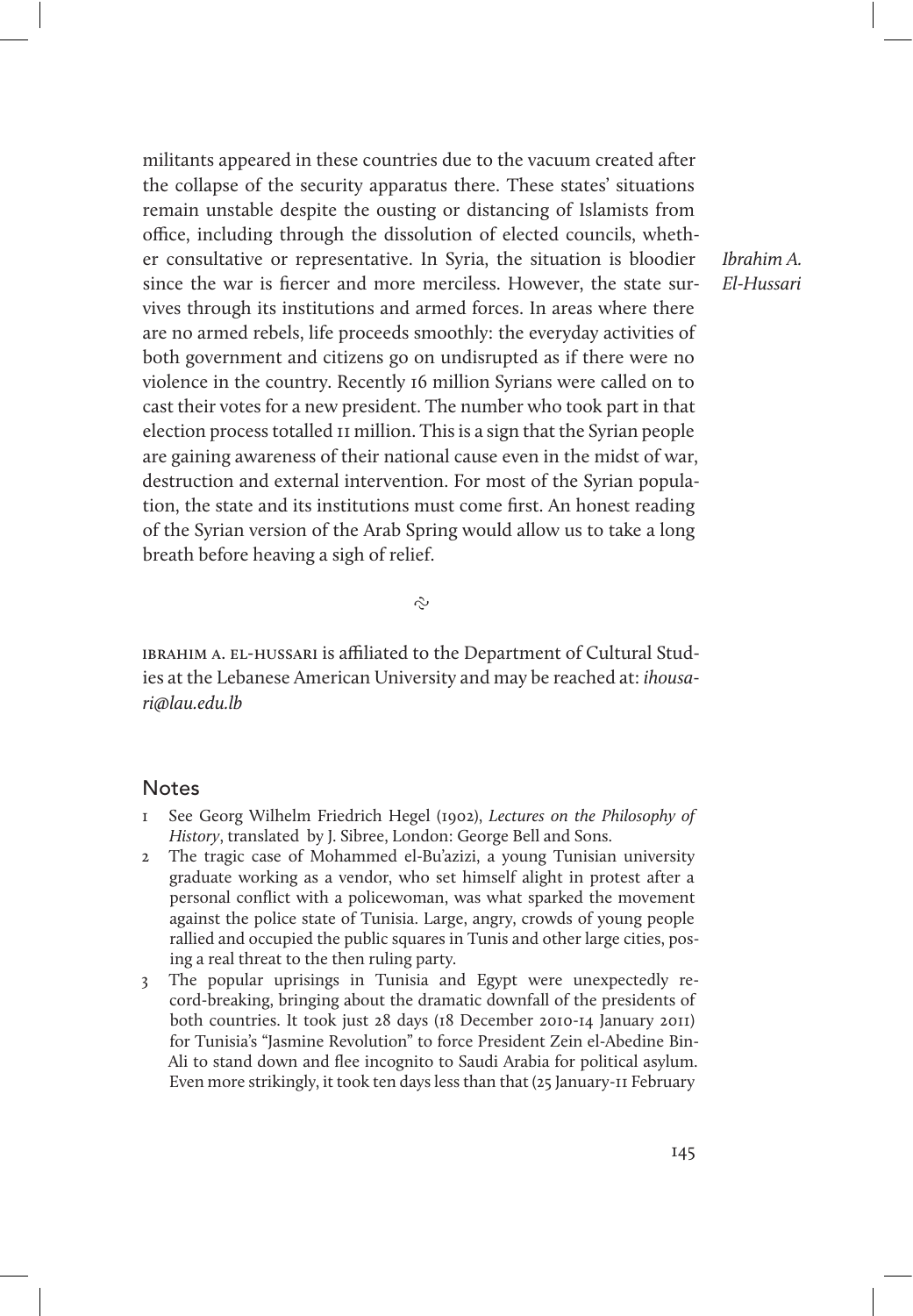militants appeared in these countries due to the vacuum created after the collapse of the security apparatus there. These states' situations remain unstable despite the ousting or distancing of Islamists from office, including through the dissolution of elected councils, whether consultative or representative. In Syria, the situation is bloodier since the war is fiercer and more merciless. However, the state survives through its institutions and armed forces. In areas where there are no armed rebels, life proceeds smoothly: the everyday activities of both government and citizens go on undisrupted as if there were no violence in the country. Recently 16 million Syrians were called on to cast their votes for a new president. The number who took part in that election process totalled 11 million. This is a sign that the Syrian people are gaining awareness of their national cause even in the midst of war, destruction and external intervention. For most of the Syrian population, the state and its institutions must come first. An honest reading of the Syrian version of the Arab Spring would allow us to take a long breath before heaving a sigh of relief.

IBRAHIM A. EL-HUSSARI is affiliated to the Department of Cultural Studies at the Lebanese American University and may be reached at: *ihousari@lau.edu.lb*

## Notes

1. See Georg Wilhelm Friedrich Hegel (1902), *Lectures on the Philosophy of History*, translated by J. Sibree, London: George Bell and Sons.
2. The tragic case of Mohammed el-Bu'azizi, a young Tunisian university graduate working as a vendor, who set himself alight in protest after a personal conflict with a policewoman, was what sparked the movement against the police state of Tunisia. Large, angry, crowds of young people rallied and occupied the public squares in Tunis and other large cities, posing a real threat to the then ruling party.
3. The popular uprisings in Tunisia and Egypt were unexpectedly record-breaking, bringing about the dramatic downfall of the presidents of both countries. It took just 28 days (18 December 2010-14 January 2011) for Tunisia's "Jasmine Revolution" to force President Zein el-Abedine Bin-Ali to stand down and flee incognito to Saudi Arabia for political asylum. Even more strikingly, it took ten days less than that (25 January-11 February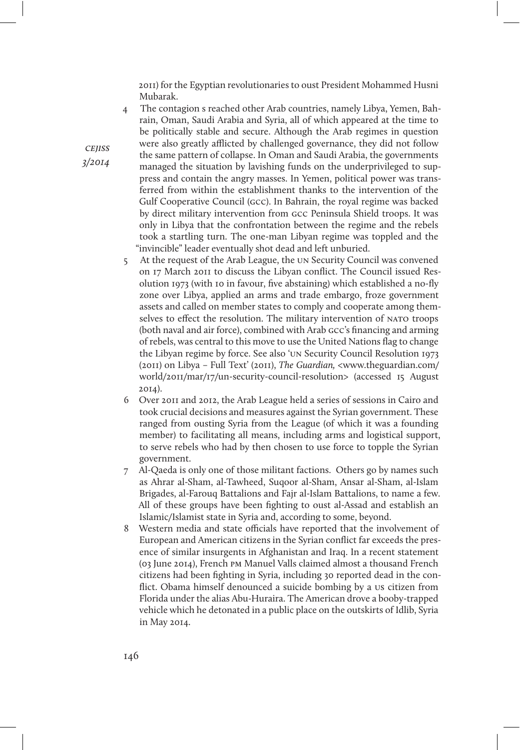2011) for the Egyptian revolutionaries to oust President Mohammed Husni Mubarak.

4 The contagion s reached other Arab countries, namely Libya, Yemen, Bahrain, Oman, Saudi Arabia and Syria, all of which appeared at the time to be politically stable and secure. Although the Arab regimes in question were also greatly afflicted by challenged governance, they did not follow the same pattern of collapse. In Oman and Saudi Arabia, the governments managed the situation by lavishing funds on the underprivileged to suppress and contain the angry masses. In Yemen, political power was transferred from within the establishment thanks to the intervention of the Gulf Cooperative Council (GCC). In Bahrain, the royal regime was backed by direct military intervention from GCC Peninsula Shield troops. It was only in Libya that the confrontation between the regime and the rebels took a startling turn. The one-man Libyan regime was toppled and the "invincible" leader eventually shot dead and left unburied.

5 At the request of the Arab League, the UN Security Council was convened on 17 March 2011 to discuss the Libyan conflict. The Council issued Resolution 1973 (with 10 in favour, five abstaining) which established a no-fly zone over Libya, applied an arms and trade embargo, froze government assets and called on member states to comply and cooperate among themselves to effect the resolution. The military intervention of NATO troops (both naval and air force), combined with Arab GCC's financing and arming of rebels, was central to this move to use the United Nations flag to change the Libyan regime by force. See also 'UN Security Council Resolution 1973 (2011) on Libya – Full Text' (2011), *The Guardian,* <www.theguardian.com/world/2011/mar/17/un-security-council-resolution> (accessed 15 August 2014).

6 Over 2011 and 2012, the Arab League held a series of sessions in Cairo and took crucial decisions and measures against the Syrian government. These ranged from ousting Syria from the League (of which it was a founding member) to facilitating all means, including arms and logistical support, to serve rebels who had by then chosen to use force to topple the Syrian government.

7 Al-Qaeda is only one of those militant factions. Others go by names such as Ahrar al-Sham, al-Tawheed, Suqoor al-Sham, Ansar al-Sham, al-Islam Brigades, al-Farouq Battalions and Fajr al-Islam Battalions, to name a few. All of these groups have been fighting to oust al-Assad and establish an Islamic/Islamist state in Syria and, according to some, beyond.

8 Western media and state officials have reported that the involvement of European and American citizens in the Syrian conflict far exceeds the presence of similar insurgents in Afghanistan and Iraq. In a recent statement (03 June 2014), French PM Manuel Valls claimed almost a thousand French citizens had been fighting in Syria, including 30 reported dead in the conflict. Obama himself denounced a suicide bombing by a US citizen from Florida under the alias Abu-Huraira. The American drove a booby-trapped vehicle which he detonated in a public place on the outskirts of Idlib, Syria in May 2014.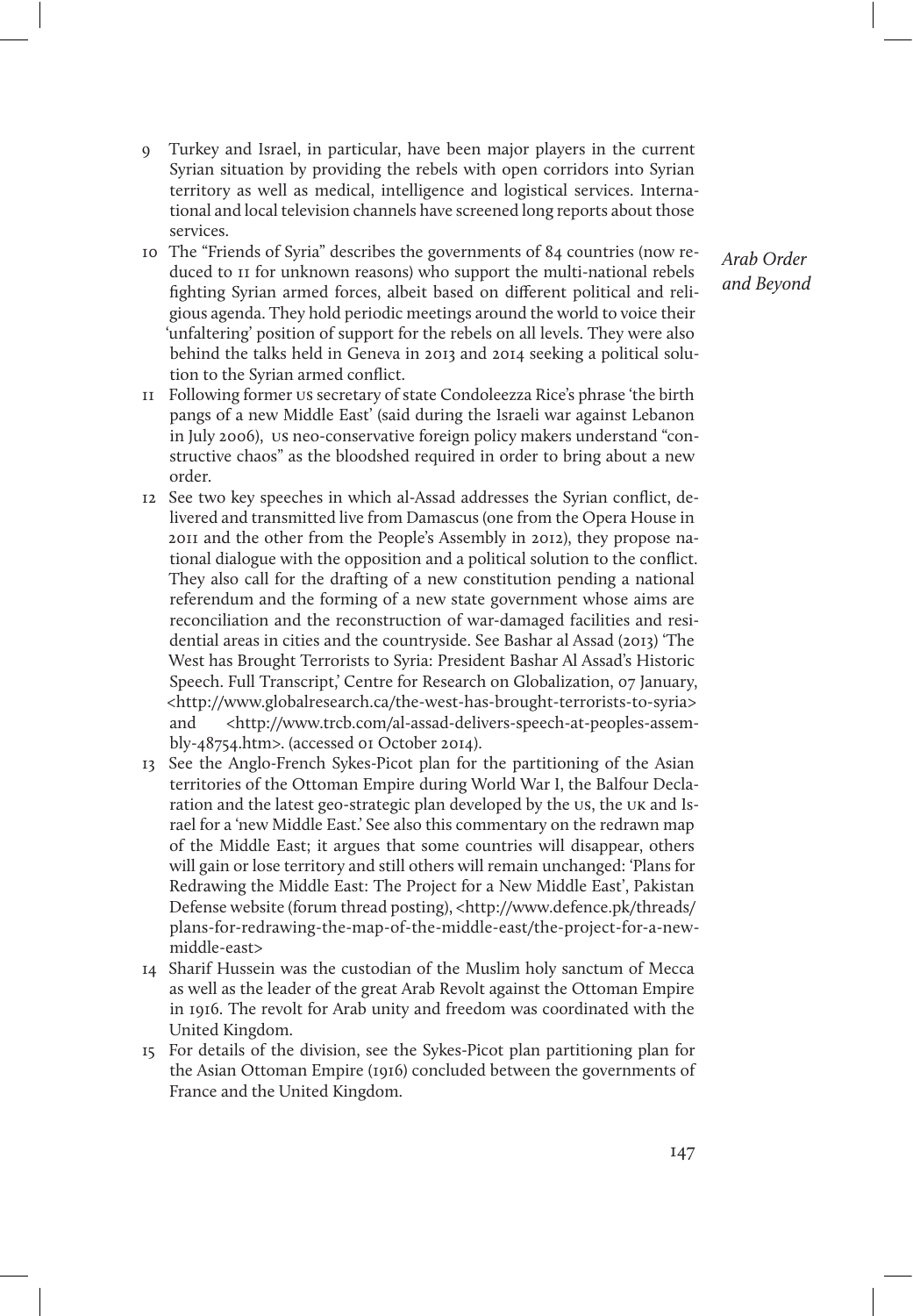9 Turkey and Israel, in particular, have been major players in the current Syrian situation by providing the rebels with open corridors into Syrian territory as well as medical, intelligence and logistical services. International and local television channels have screened long reports about those services.

10 The "Friends of Syria" describes the governments of 84 countries (now reduced to 11 for unknown reasons) who support the multi-national rebels fighting Syrian armed forces, albeit based on different political and religious agenda. They hold periodic meetings around the world to voice their 'unfaltering' position of support for the rebels on all levels. They were also behind the talks held in Geneva in 2013 and 2014 seeking a political solution to the Syrian armed conflict.

11 Following former US secretary of state Condoleezza Rice's phrase 'the birth pangs of a new Middle East' (said during the Israeli war against Lebanon in July 2006), US neo-conservative foreign policy makers understand "constructive chaos" as the bloodshed required in order to bring about a new order.

12 See two key speeches in which al-Assad addresses the Syrian conflict, delivered and transmitted live from Damascus (one from the Opera House in 2011 and the other from the People's Assembly in 2012), they propose national dialogue with the opposition and a political solution to the conflict. They also call for the drafting of a new constitution pending a national referendum and the forming of a new state government whose aims are reconciliation and the reconstruction of war-damaged facilities and residential areas in cities and the countryside. See Bashar al Assad (2013) 'The West has Brought Terrorists to Syria: President Bashar Al Assad's Historic Speech. Full Transcript,' Centre for Research on Globalization, 07 January, <http://www.globalresearch.ca/the-west-has-brought-terrorists-to-syria> and <http://www.trcb.com/al-assad-delivers-speech-at-peoples-assembly-48754.htm>. (accessed 01 October 2014).

13 See the Anglo-French Sykes-Picot plan for the partitioning of the Asian territories of the Ottoman Empire during World War I, the Balfour Declaration and the latest geo-strategic plan developed by the US, the UK and Israel for a 'new Middle East.' See also this commentary on the redrawn map of the Middle East; it argues that some countries will disappear, others will gain or lose territory and still others will remain unchanged: 'Plans for Redrawing the Middle East: The Project for a New Middle East', Pakistan Defense website (forum thread posting), <http://www.defence.pk/threads/plans-for-redrawing-the-map-of-the-middle-east/the-project-for-a-new-middle-east>

14 Sharif Hussein was the custodian of the Muslim holy sanctum of Mecca as well as the leader of the great Arab Revolt against the Ottoman Empire in 1916. The revolt for Arab unity and freedom was coordinated with the United Kingdom.

15 For details of the division, see the Sykes-Picot plan partitioning plan for the Asian Ottoman Empire (1916) concluded between the governments of France and the United Kingdom.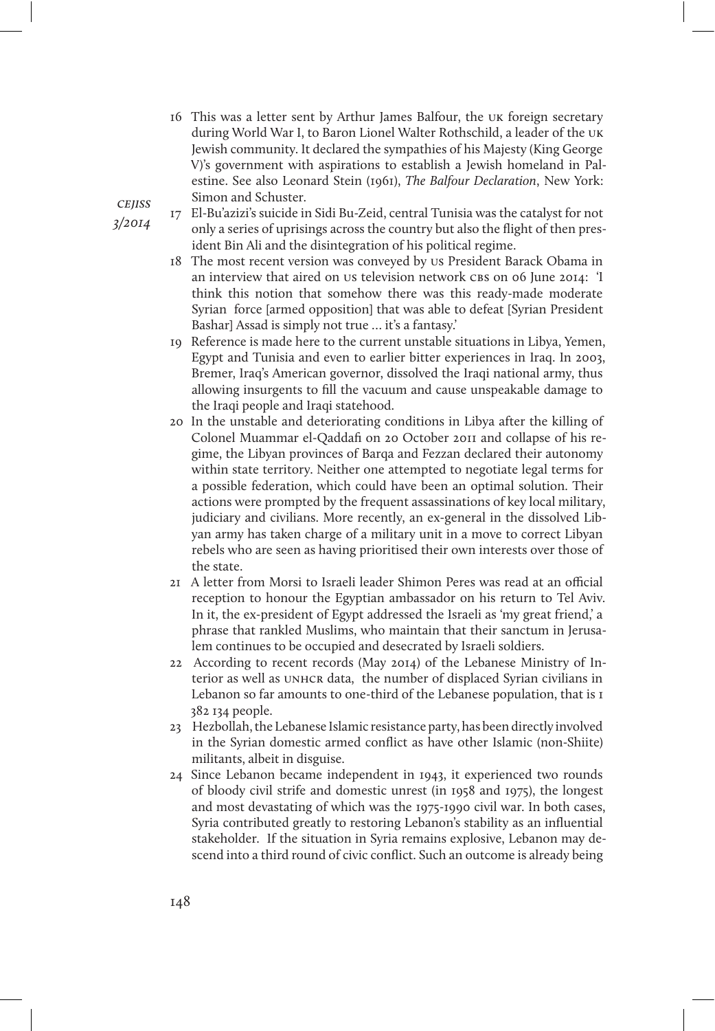16 This was a letter sent by Arthur James Balfour, the UK foreign secretary during World War I, to Baron Lionel Walter Rothschild, a leader of the UK Jewish community. It declared the sympathies of his Majesty (King George V)'s government with aspirations to establish a Jewish homeland in Palestine. See also Leonard Stein (1961), *The Balfour Declaration*, New York: Simon and Schuster.

17 El-Bu'azizi's suicide in Sidi Bu-Zeid, central Tunisia was the catalyst for not only a series of uprisings across the country but also the flight of then president Bin Ali and the disintegration of his political regime.

18 The most recent version was conveyed by US President Barack Obama in an interview that aired on US television network CBS on 06 June 2014: 'I think this notion that somehow there was this ready-made moderate Syrian force [armed opposition] that was able to defeat [Syrian President Bashar] Assad is simply not true ... it's a fantasy.'

19 Reference is made here to the current unstable situations in Libya, Yemen, Egypt and Tunisia and even to earlier bitter experiences in Iraq. In 2003, Bremer, Iraq's American governor, dissolved the Iraqi national army, thus allowing insurgents to fill the vacuum and cause unspeakable damage to the Iraqi people and Iraqi statehood.

20 In the unstable and deteriorating conditions in Libya after the killing of Colonel Muammar el-Qaddafi on 20 October 2011 and collapse of his regime, the Libyan provinces of Barqa and Fezzan declared their autonomy within state territory. Neither one attempted to negotiate legal terms for a possible federation, which could have been an optimal solution. Their actions were prompted by the frequent assassinations of key local military, judiciary and civilians. More recently, an ex-general in the dissolved Libyan army has taken charge of a military unit in a move to correct Libyan rebels who are seen as having prioritised their own interests over those of the state.

21 A letter from Morsi to Israeli leader Shimon Peres was read at an official reception to honour the Egyptian ambassador on his return to Tel Aviv. In it, the ex-president of Egypt addressed the Israeli as 'my great friend,' a phrase that rankled Muslims, who maintain that their sanctum in Jerusalem continues to be occupied and desecrated by Israeli soldiers.

22 According to recent records (May 2014) of the Lebanese Ministry of Interior as well as UNHCR data, the number of displaced Syrian civilians in Lebanon so far amounts to one-third of the Lebanese population, that is 1 382 134 people.

23 Hezbollah, the Lebanese Islamic resistance party, has been directly involved in the Syrian domestic armed conflict as have other Islamic (non-Shiite) militants, albeit in disguise.

24 Since Lebanon became independent in 1943, it experienced two rounds of bloody civil strife and domestic unrest (in 1958 and 1975), the longest and most devastating of which was the 1975-1990 civil war. In both cases, Syria contributed greatly to restoring Lebanon's stability as an influential stakeholder. If the situation in Syria remains explosive, Lebanon may descend into a third round of civic conflict. Such an outcome is already being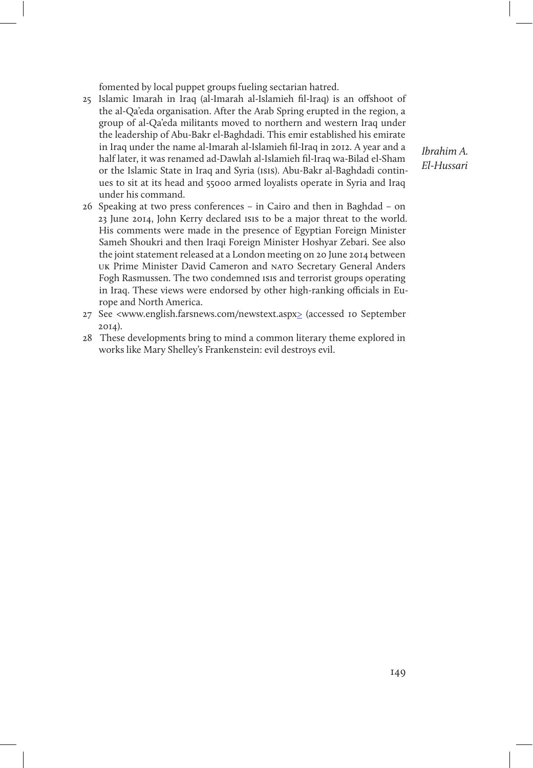fomented by local puppet groups fueling sectarian hatred.

25 Islamic Imarah in Iraq (al-Imarah al-Islamieh fil-Iraq) is an offshoot of the al-Qa'eda organisation. After the Arab Spring erupted in the region, a group of al-Qa'eda militants moved to northern and western Iraq under the leadership of Abu-Bakr el-Baghdadi. This emir established his emirate in Iraq under the name al-Imarah al-Islamieh fil-Iraq in 2012. A year and a half later, it was renamed ad-Dawlah al-Islamieh fil-Iraq wa-Bilad el-Sham or the Islamic State in Iraq and Syria (ISIS). Abu-Bakr al-Baghdadi continues to sit at its head and 55000 armed loyalists operate in Syria and Iraq under his command.

26 Speaking at two press conferences – in Cairo and then in Baghdad – on 23 June 2014, John Kerry declared ISIS to be a major threat to the world. His comments were made in the presence of Egyptian Foreign Minister Sameh Shoukri and then Iraqi Foreign Minister Hoshyar Zebari. See also the joint statement released at a London meeting on 20 June 2014 between UK Prime Minister David Cameron and NATO Secretary General Anders Fogh Rasmussen. The two condemned ISIS and terrorist groups operating in Iraq. These views were endorsed by other high-ranking officials in Europe and North America.

27 See <www.english.farsnews.com/newstext.aspx> (accessed 10 September 2014).

28 These developments bring to mind a common literary theme explored in works like Mary Shelley's Frankenstein: evil destroys evil.